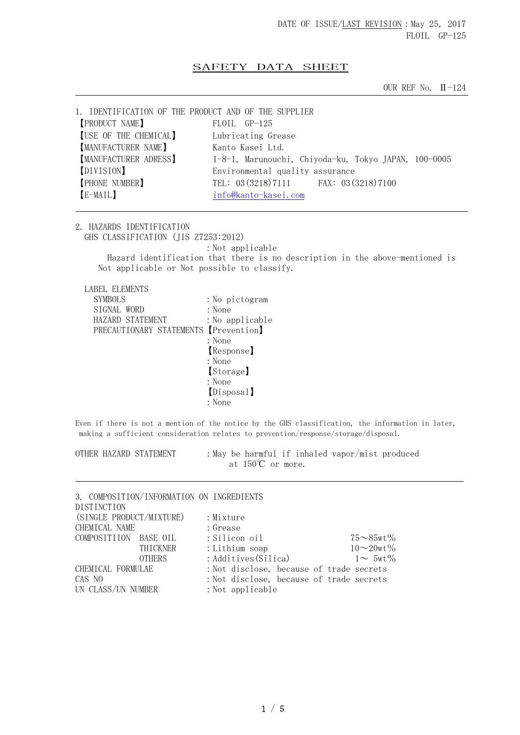DATE OF ISSUE/LAST REVISION：May 25, 2017
FLOIL GP-125

# SAFETY DATA SHEET

OUR REF No. Ⅱ-124

## 1. IDENTIFICATION OF THE PRODUCT AND OF THE SUPPLIER

| | |
|---|---|
| 【PRODUCT NAME】 | FLOIL GP-125 |
| 【USE OF THE CHEMICAL】 | Lubricating Grease |
| 【MANUFACTURER NAME】 | Kanto Kasei Ltd. |
| 【MANUFACTURER ADRESS】 | 1-8-1, Marunouchi, Chiyoda-ku, Tokyo JAPAN, 100-0005 |
| 【DIVISION】 | Environmental quality assurance |
| 【PHONE NUMBER】 | TEL: 03(3218)7111　　FAX: 03(3218)7100 |
| 【E-MAIL】 | info@kanto-kasei.com |

## 2. HAZARDS IDENTIFICATION

GHS CLASSIFICATION (JIS Z7253:2012)
：Not applicable

Hazard identification that there is no description in the above-mentioned is Not applicable or Not possible to classify.

LABEL ELEMENTS

SYMBOLS ：No pictogram
SIGNAL WORD ：None
HAZARD STATEMENT ：No applicable
PRECAUTIONARY STATEMENTS 【Prevention】
：None
【Response】
：None
【Storage】
：None
【Disposal】
：None

Even if there is not a mention of the notice by the GHS classification, the information in later, making a sufficient consideration relates to prevention/response/storage/disposal.

OTHER HAZARD STATEMENT ：May be harmful if inhaled vapor/mist produced at 150℃ or more.

## 3. COMPOSITION/INFORMATION ON INGREDIENTS

| | | |
|---|---|---|
| DISTINCTION (SINGLE PRODUCT/MIXTURE) | ：Mixture | |
| CHEMICAL NAME | ：Grease | |
| COMPOSITIION　BASE OIL | ：Silicon oil | 75～85wt% |
| THICKNER | ：Lithium soap | 10～20wt% |
| OTHERS | ：Additives(Silica) | 1～ 5wt% |
| CHEMICAL FORMULAE | ：Not disclose, because of trade secrets | |
| CAS NO | ：Not disclose, because of trade secrets | |
| UN CLASS/UN NUMBER | ：Not applicable | |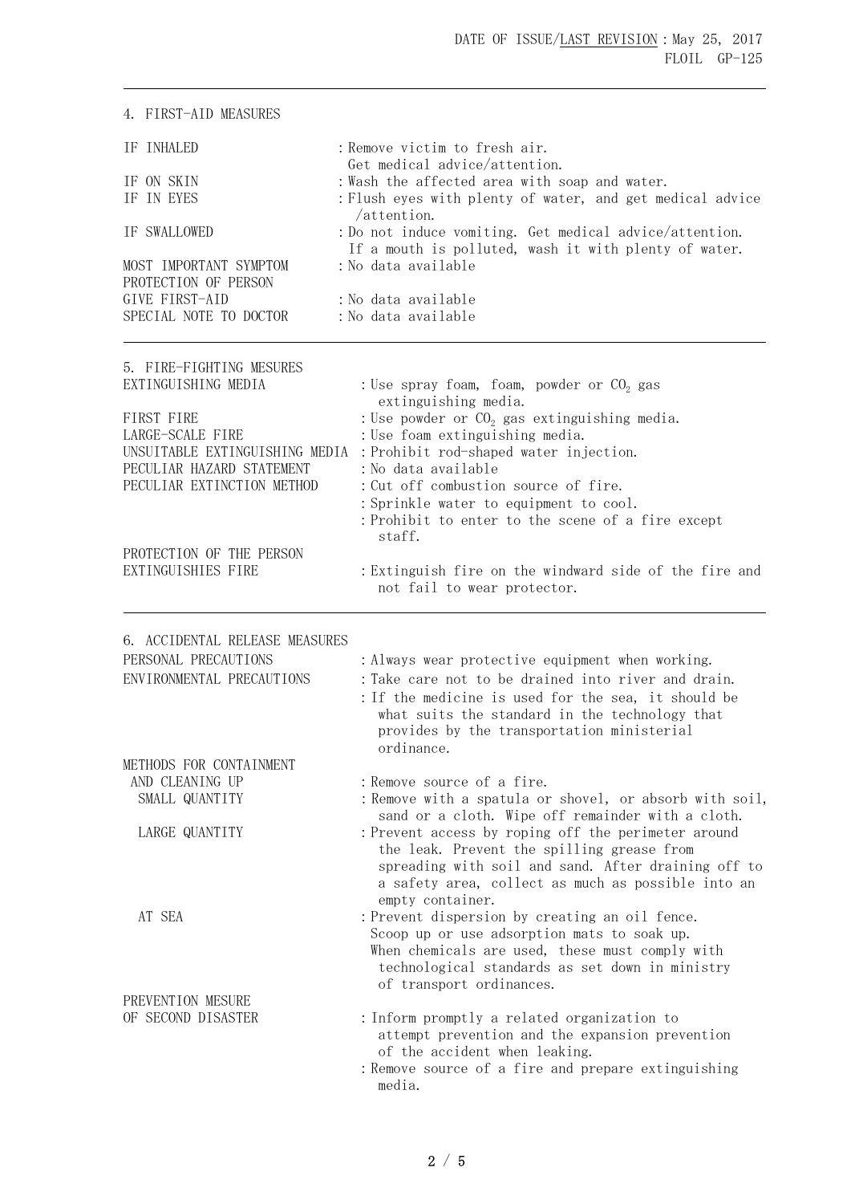## 4. FIRST-AID MEASURES

| | |
|---|---|
| IF INHALED | : Remove victim to fresh air. Get medical advice/attention. |
| IF ON SKIN | : Wash the affected area with soap and water. |
| IF IN EYES | : Flush eyes with plenty of water, and get medical advice /attention. |
| IF SWALLOWED | : Do not induce vomiting. Get medical advice/attention. If a mouth is polluted, wash it with plenty of water. |
| MOST IMPORTANT SYMPTOM | : No data available |
| PROTECTION OF PERSON GIVE FIRST-AID | : No data available |
| SPECIAL NOTE TO DOCTOR | : No data available |

## 5. FIRE-FIGHTING MESURES

| | |
|---|---|
| EXTINGUISHING MEDIA | : Use spray foam, foam, powder or $CO_2$ gas extinguishing media. |
| FIRST FIRE | : Use powder or $CO_2$ gas extinguishing media. |
| LARGE-SCALE FIRE | : Use foam extinguishing media. |
| UNSUITABLE EXTINGUISHING MEDIA | : Prohibit rod-shaped water injection. |
| PECULIAR HAZARD STATEMENT | : No data available |
| PECULIAR EXTINCTION METHOD | : Cut off combustion source of fire.<br>: Sprinkle water to equipment to cool.<br>: Prohibit to enter to the scene of a fire except staff. |
| PROTECTION OF THE PERSON EXTINGUISHIES FIRE | : Extinguish fire on the windward side of the fire and not fail to wear protector. |

## 6. ACCIDENTAL RELEASE MEASURES

| | |
|---|---|
| PERSONAL PRECAUTIONS | : Always wear protective equipment when working. |
| ENVIRONMENTAL PRECAUTIONS | : Take care not to be drained into river and drain.<br>: If the medicine is used for the sea, it should be what suits the standard in the technology that provides by the transportation ministerial ordinance. |
| METHODS FOR CONTAINMENT AND CLEANING UP | : Remove source of a fire. |
| SMALL QUANTITY | : Remove with a spatula or shovel, or absorb with soil, sand or a cloth. Wipe off remainder with a cloth. |
| LARGE QUANTITY | : Prevent access by roping off the perimeter around the leak. Prevent the spilling grease from spreading with soil and sand. After draining off to a safety area, collect as much as possible into an empty container. |
| AT SEA | : Prevent dispersion by creating an oil fence. Scoop up or use adsorption mats to soak up. When chemicals are used, these must comply with technological standards as set down in ministry of transport ordinances. |
| PREVENTION MESURE OF SECOND DISASTER | : Inform promptly a related organization to attempt prevention and the expansion prevention of the accident when leaking.<br>: Remove source of a fire and prepare extinguishing media. |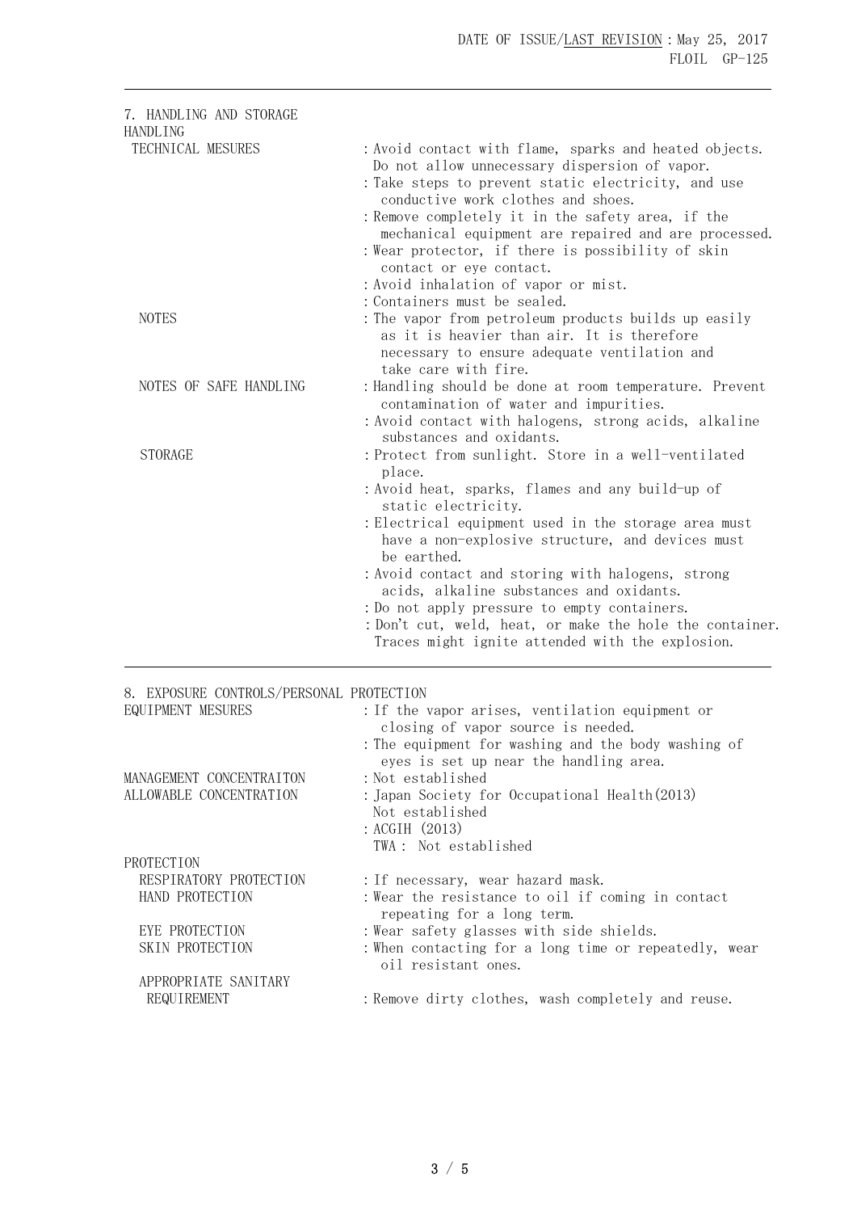## 7. HANDLING AND STORAGE

### HANDLING

**TECHNICAL MESURES**
- : Avoid contact with flame, sparks and heated objects. Do not allow unnecessary dispersion of vapor.
- : Take steps to prevent static electricity, and use conductive work clothes and shoes.
- : Remove completely it in the safety area, if the mechanical equipment are repaired and are processed.
- : Wear protector, if there is possibility of skin contact or eye contact.
- : Avoid inhalation of vapor or mist.
- : Containers must be sealed.

**NOTES**
- : The vapor from petroleum products builds up easily as it is heavier than air. It is therefore necessary to ensure adequate ventilation and take care with fire.

**NOTES OF SAFE HANDLING**
- : Handling should be done at room temperature. Prevent contamination of water and impurities.
- : Avoid contact with halogens, strong acids, alkaline substances and oxidants.

**STORAGE**
- : Protect from sunlight. Store in a well-ventilated place.
- : Avoid heat, sparks, flames and any build-up of static electricity.
- : Electrical equipment used in the storage area must have a non-explosive structure, and devices must be earthed.
- : Avoid contact and storing with halogens, strong acids, alkaline substances and oxidants.
- : Do not apply pressure to empty containers.
- : Don't cut, weld, heat, or make the hole the container. Traces might ignite attended with the explosion.

## 8. EXPOSURE CONTROLS/PERSONAL PROTECTION

**EQUIPMENT MESURES**
- : If the vapor arises, ventilation equipment or closing of vapor source is needed.
- : The equipment for washing and the body washing of eyes is set up near the handling area.

**MANAGEMENT CONCENTRAITON** : Not established

**ALLOWABLE CONCENTRATION**
- : Japan Society for Occupational Health(2013) Not established
- : ACGIH (2013) TWA : Not established

### PROTECTION

**RESPIRATORY PROTECTION** : If necessary, wear hazard mask.

**HAND PROTECTION** : Wear the resistance to oil if coming in contact repeating for a long term.

**EYE PROTECTION** : Wear safety glasses with side shields.

**SKIN PROTECTION** : When contacting for a long time or repeatedly, wear oil resistant ones.

**APPROPRIATE SANITARY REQUIREMENT** : Remove dirty clothes, wash completely and reuse.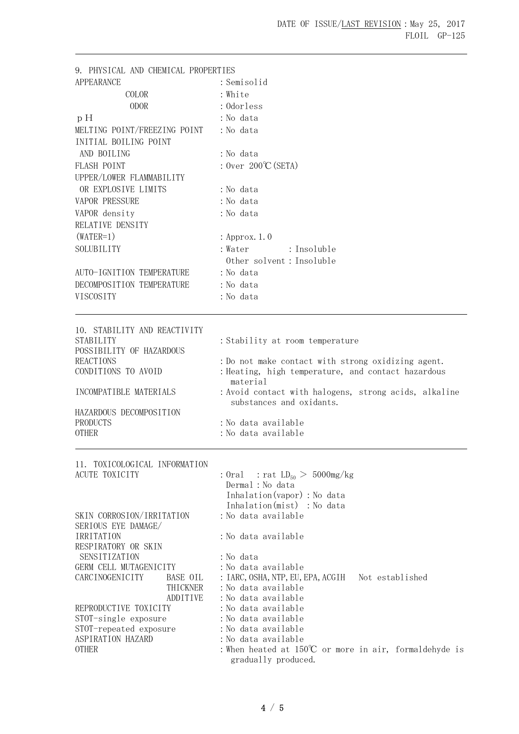DATE OF ISSUE/LAST REVISION : May 25, 2017
FLOIL GP-125

## 9. PHYSICAL AND CHEMICAL PROPERTIES

| | |
|---|---|
| APPEARANCE | : Semisolid |
| COLOR | : White |
| ODOR | : Odorless |
| pH | : No data |
| MELTING POINT/FREEZING POINT | : No data |
| INITIAL BOILING POINT AND BOILING | : No data |
| FLASH POINT | : Over 200℃(SETA) |
| UPPER/LOWER FLAMMABILITY OR EXPLOSIVE LIMITS | : No data |
| VAPOR PRESSURE | : No data |
| VAPOR density | : No data |
| RELATIVE DENSITY (WATER=1) | : Approx.1.0 |
| SOLUBILITY | : Water : Insoluble<br>Other solvent : Insoluble |
| AUTO-IGNITION TEMPERATURE | : No data |
| DECOMPOSITION TEMPERATURE | : No data |
| VISCOSITY | : No data |

## 10. STABILITY AND REACTIVITY

| | |
|---|---|
| STABILITY | : Stability at room temperature |
| POSSIBILITY OF HAZARDOUS REACTIONS | : Do not make contact with strong oxidizing agent. |
| CONDITIONS TO AVOID | : Heating, high temperature, and contact hazardous material |
| INCOMPATIBLE MATERIALS | : Avoid contact with halogens, strong acids, alkaline substances and oxidants. |
| HAZARDOUS DECOMPOSITION PRODUCTS | : No data available |
| OTHER | : No data available |

## 11. TOXICOLOGICAL INFORMATION

| | | |
|---|---|---|
| ACUTE TOXICITY | | : Oral : rat $LD_{50}$ > 5000mg/kg<br>Dermal : No data<br>Inhalation(vapor) : No data<br>Inhalation(mist) : No data |
| SKIN CORROSION/IRRITATION | | : No data available |
| SERIOUS EYE DAMAGE/ IRRITATION | | : No data available |
| RESPIRATORY OR SKIN SENSITIZATION | | : No data |
| GERM CELL MUTAGENICITY | | : No data available |
| CARCINOGENICITY | BASE OIL | : IARC, OSHA, NTP, EU, EPA, ACGIH Not established |
| | THICKNER | : No data available |
| | ADDITIVE | : No data available |
| REPRODUCTIVE TOXICITY | | : No data available |
| STOT-single exposure | | : No data available |
| STOT-repeated exposure | | : No data available |
| ASPIRATION HAZARD | | : No data available |
| OTHER | | : When heated at 150℃ or more in air, formaldehyde is gradually produced. |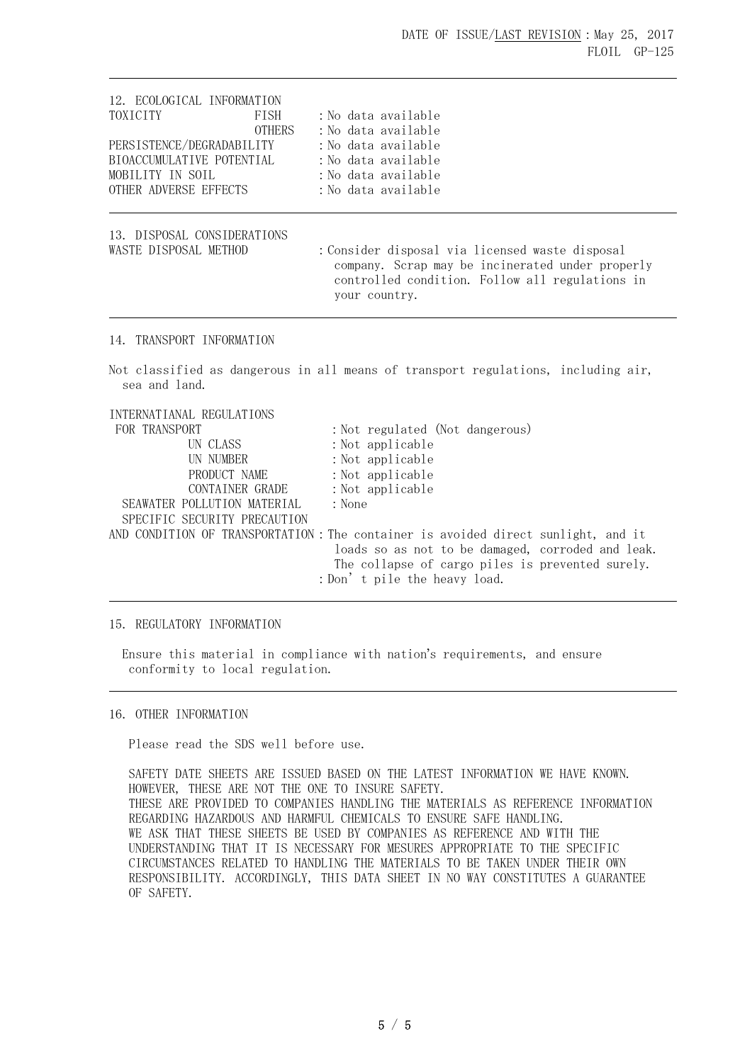DATE OF ISSUE/LAST REVISION : May 25, 2017
FLOIL GP-125

## 12. ECOLOGICAL INFORMATION

| | | |
|---|---|---|
| TOXICITY | FISH | : No data available |
| | OTHERS | : No data available |
| PERSISTENCE/DEGRADABILITY | | : No data available |
| BIOACCUMULATIVE POTENTIAL | | : No data available |
| MOBILITY IN SOIL | | : No data available |
| OTHER ADVERSE EFFECTS | | : No data available |

## 13. DISPOSAL CONSIDERATIONS

WASTE DISPOSAL METHOD : Consider disposal via licensed waste disposal company. Scrap may be incinerated under properly controlled condition. Follow all regulations in your country.

## 14. TRANSPORT INFORMATION

Not classified as dangerous in all means of transport regulations, including air, sea and land.

INTERNATIANAL REGULATIONS

| | |
|---|---|
| FOR TRANSPORT | : Not regulated (Not dangerous) |
| UN CLASS | : Not applicable |
| UN NUMBER | : Not applicable |
| PRODUCT NAME | : Not applicable |
| CONTAINER GRADE | : Not applicable |
| SEAWATER POLLUTION MATERIAL | : None |

SPECIFIC SECURITY PRECAUTION AND CONDITION OF TRANSPORTATION : The container is avoided direct sunlight, and it loads so as not to be damaged, corroded and leak. The collapse of cargo piles is prevented surely.
: Don't pile the heavy load.

## 15. REGULATORY INFORMATION

Ensure this material in compliance with nation's requirements, and ensure conformity to local regulation.

## 16. OTHER INFORMATION

Please read the SDS well before use.

SAFETY DATE SHEETS ARE ISSUED BASED ON THE LATEST INFORMATION WE HAVE KNOWN. HOWEVER, THESE ARE NOT THE ONE TO INSURE SAFETY.
THESE ARE PROVIDED TO COMPANIES HANDLING THE MATERIALS AS REFERENCE INFORMATION REGARDING HAZARDOUS AND HARMFUL CHEMICALS TO ENSURE SAFE HANDLING.
WE ASK THAT THESE SHEETS BE USED BY COMPANIES AS REFERENCE AND WITH THE UNDERSTANDING THAT IT IS NECESSARY FOR MESURES APPROPRIATE TO THE SPECIFIC CIRCUMSTANCES RELATED TO HANDLING THE MATERIALS TO BE TAKEN UNDER THEIR OWN RESPONSIBILITY. ACCORDINGLY, THIS DATA SHEET IN NO WAY CONSTITUTES A GUARANTEE OF SAFETY.